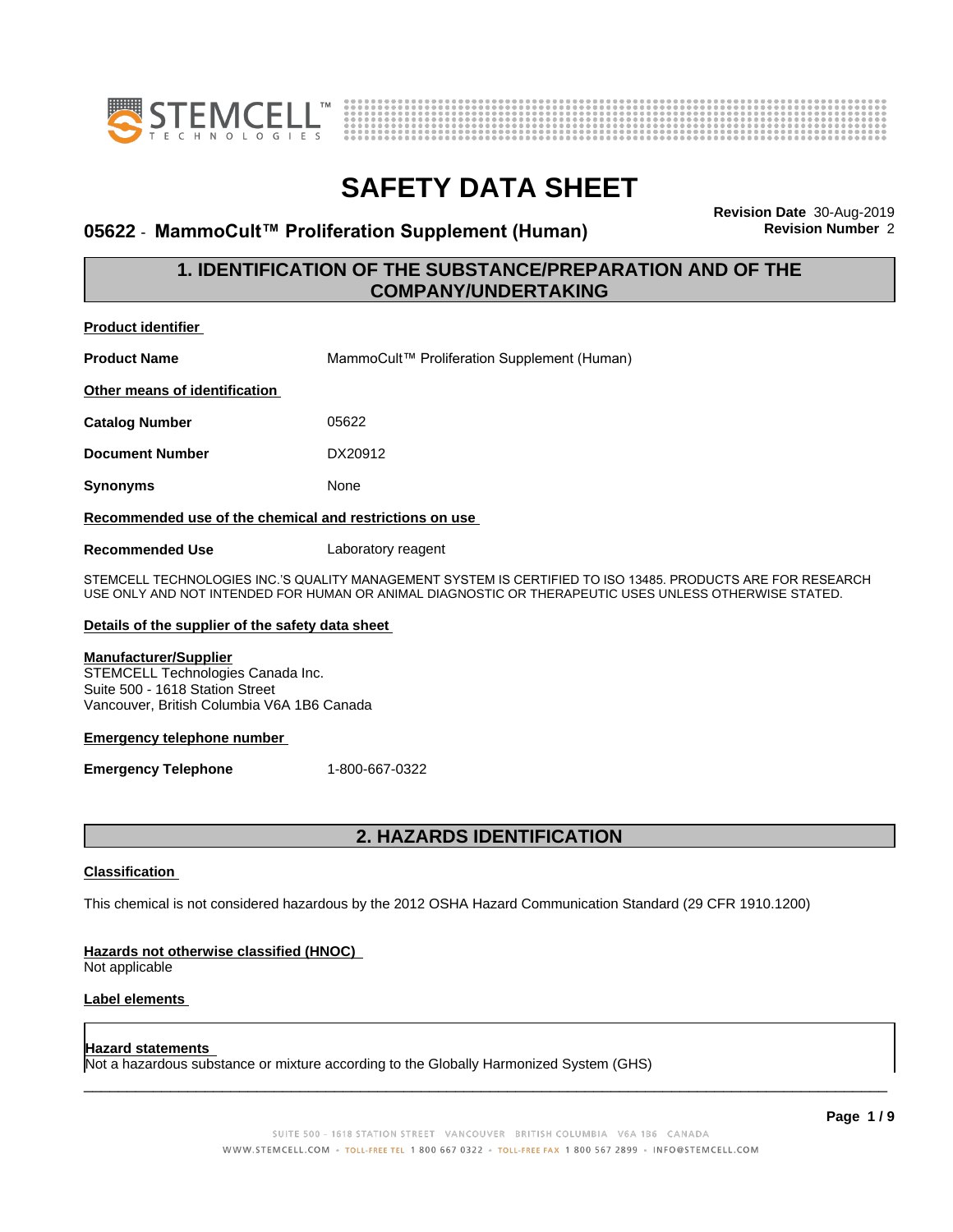# SAFETY DATA SHEET

**05622 - MammoCult™ Proliferation Supplement (Human)**

**Revision Date** 30-Aug-2019
**Revision Number** 2

## 1. IDENTIFICATION OF THE SUBSTANCE/PREPARATION AND OF THE COMPANY/UNDERTAKING

**Product identifier**

**Product Name** MammoCult™ Proliferation Supplement (Human)

**Other means of identification**

**Catalog Number** 05622

**Document Number** DX20912

**Synonyms** None

**Recommended use of the chemical and restrictions on use**

**Recommended Use** Laboratory reagent

STEMCELL TECHNOLOGIES INC.'S QUALITY MANAGEMENT SYSTEM IS CERTIFIED TO ISO 13485. PRODUCTS ARE FOR RESEARCH USE ONLY AND NOT INTENDED FOR HUMAN OR ANIMAL DIAGNOSTIC OR THERAPEUTIC USES UNLESS OTHERWISE STATED.

**Details of the supplier of the safety data sheet**

**Manufacturer/Supplier**
STEMCELL Technologies Canada Inc.
Suite 500 - 1618 Station Street
Vancouver, British Columbia V6A 1B6 Canada

**Emergency telephone number**

**Emergency Telephone** 1-800-667-0322

## 2. HAZARDS IDENTIFICATION

**Classification**

This chemical is not considered hazardous by the 2012 OSHA Hazard Communication Standard (29 CFR 1910.1200)

**Hazards not otherwise classified (HNOC)**
Not applicable

**Label elements**

**Hazard statements**
Not a hazardous substance or mixture according to the Globally Harmonized System (GHS)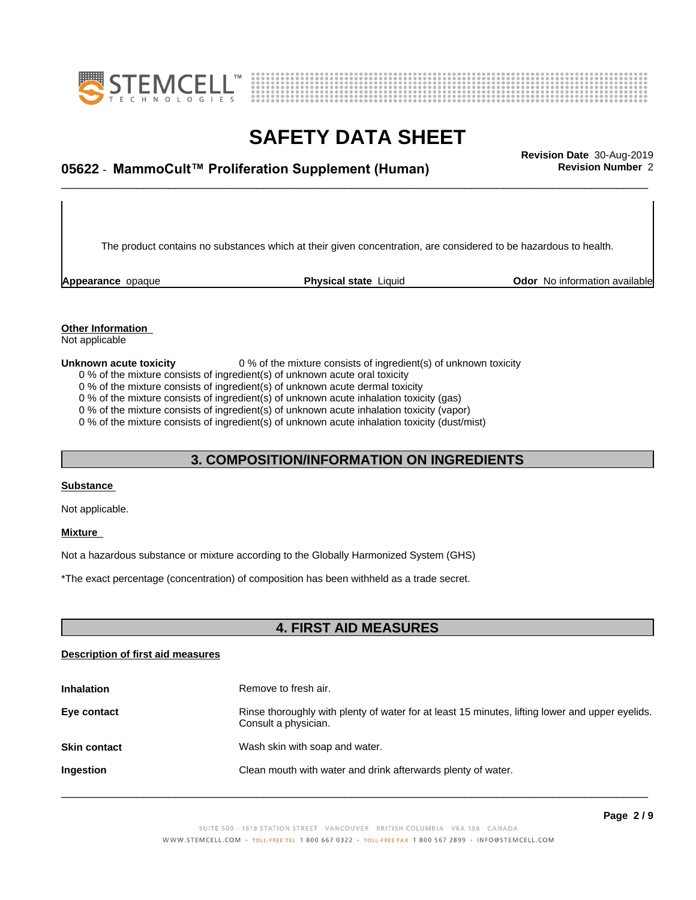The product contains no substances which at their given concentration, are considered to be hazardous to health.

**Appearance** opaque **Physical state** Liquid **Odor** No information available

**Other Information**
Not applicable

**Unknown acute toxicity** 0 % of the mixture consists of ingredient(s) of unknown toxicity
0 % of the mixture consists of ingredient(s) of unknown acute oral toxicity
0 % of the mixture consists of ingredient(s) of unknown acute dermal toxicity
0 % of the mixture consists of ingredient(s) of unknown acute inhalation toxicity (gas)
0 % of the mixture consists of ingredient(s) of unknown acute inhalation toxicity (vapor)
0 % of the mixture consists of ingredient(s) of unknown acute inhalation toxicity (dust/mist)

## 3. COMPOSITION/INFORMATION ON INGREDIENTS

**Substance**

Not applicable.

**Mixture**

Not a hazardous substance or mixture according to the Globally Harmonized System (GHS)

*The exact percentage (concentration) of composition has been withheld as a trade secret.

## 4. FIRST AID MEASURES

**Description of first aid measures**

**Inhalation** Remove to fresh air.

**Eye contact** Rinse thoroughly with plenty of water for at least 15 minutes, lifting lower and upper eyelids. Consult a physician.

**Skin contact** Wash skin with soap and water.

**Ingestion** Clean mouth with water and drink afterwards plenty of water.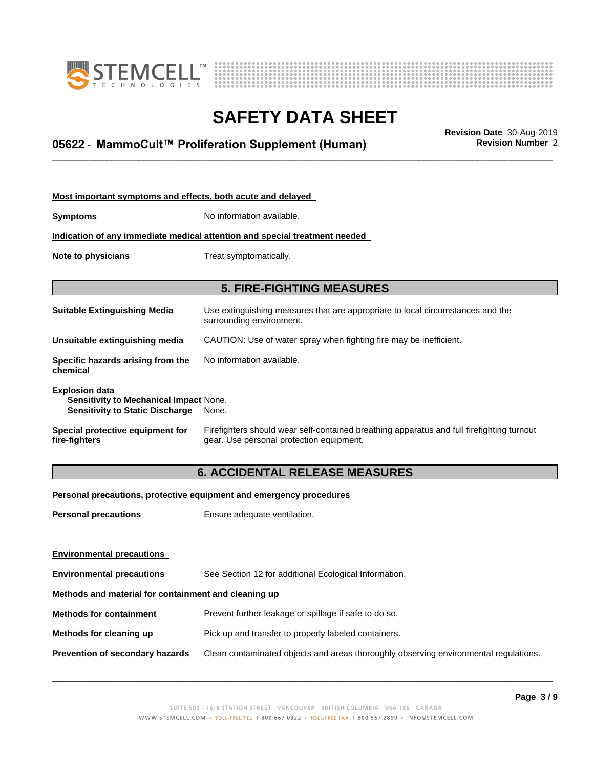**Most important symptoms and effects, both acute and delayed**

**Symptoms** No information available.

**Indication of any immediate medical attention and special treatment needed**

**Note to physicians** Treat symptomatically.

## 5. FIRE-FIGHTING MEASURES

**Suitable Extinguishing Media** Use extinguishing measures that are appropriate to local circumstances and the surrounding environment.

**Unsuitable extinguishing media** CAUTION: Use of water spray when fighting fire may be inefficient.

**Specific hazards arising from the chemical** No information available.

**Explosion data**
**Sensitivity to Mechanical Impact** None.
**Sensitivity to Static Discharge** None.

**Special protective equipment for fire-fighters** Firefighters should wear self-contained breathing apparatus and full firefighting turnout gear. Use personal protection equipment.

## 6. ACCIDENTAL RELEASE MEASURES

**Personal precautions, protective equipment and emergency procedures**

**Personal precautions** Ensure adequate ventilation.

**Environmental precautions**

**Environmental precautions** See Section 12 for additional Ecological Information.

**Methods and material for containment and cleaning up**

**Methods for containment** Prevent further leakage or spillage if safe to do so.

**Methods for cleaning up** Pick up and transfer to properly labeled containers.

**Prevention of secondary hazards** Clean contaminated objects and areas thoroughly observing environmental regulations.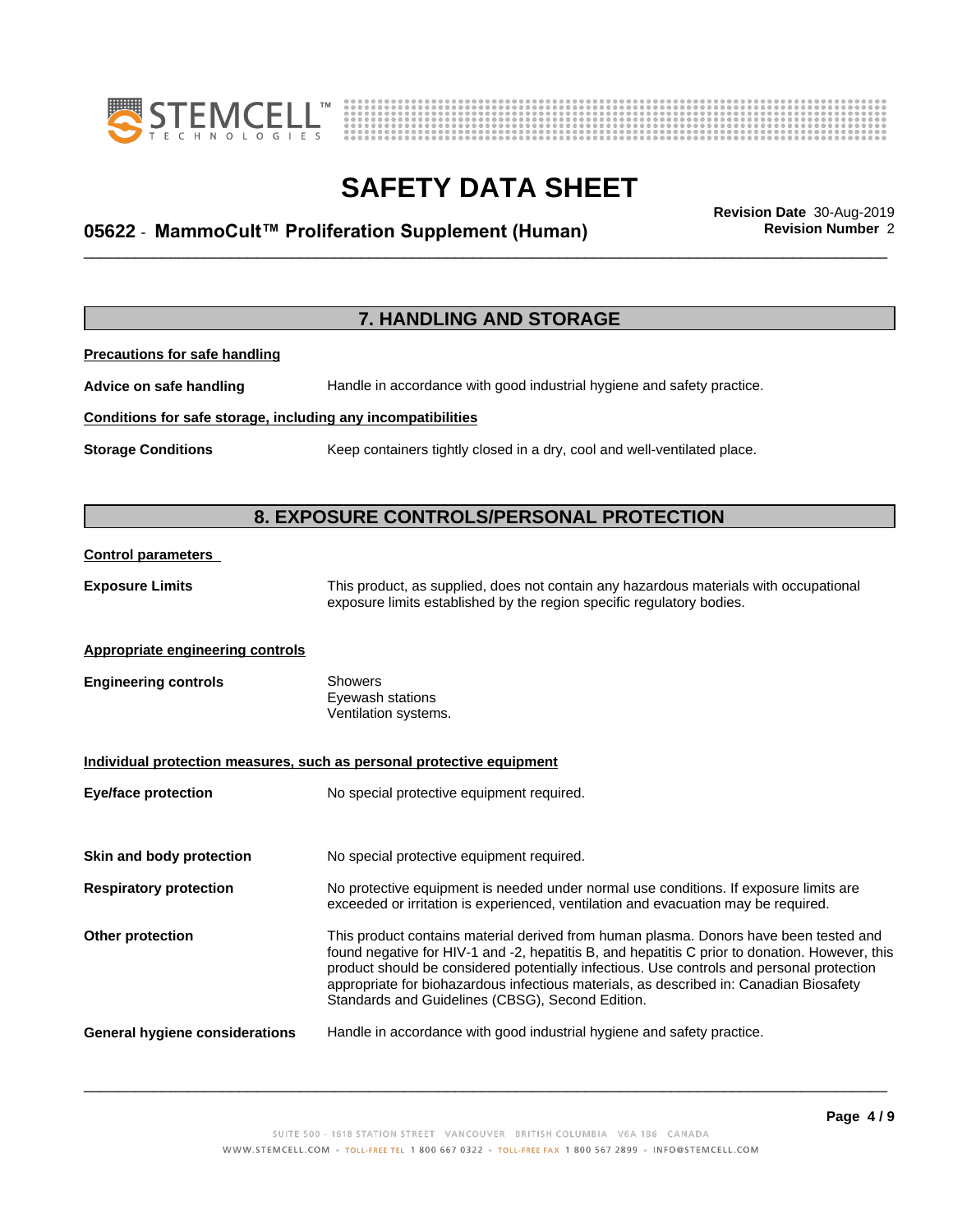## 7. HANDLING AND STORAGE

**Precautions for safe handling**

**Advice on safe handling** Handle in accordance with good industrial hygiene and safety practice.

**Conditions for safe storage, including any incompatibilities**

**Storage Conditions** Keep containers tightly closed in a dry, cool and well-ventilated place.

## 8. EXPOSURE CONTROLS/PERSONAL PROTECTION

**Control parameters**

**Exposure Limits** This product, as supplied, does not contain any hazardous materials with occupational exposure limits established by the region specific regulatory bodies.

**Appropriate engineering controls**

**Engineering controls** Showers
Eyewash stations
Ventilation systems.

**Individual protection measures, such as personal protective equipment**

**Eye/face protection** No special protective equipment required.

**Skin and body protection** No special protective equipment required.

**Respiratory protection** No protective equipment is needed under normal use conditions. If exposure limits are exceeded or irritation is experienced, ventilation and evacuation may be required.

**Other protection** This product contains material derived from human plasma. Donors have been tested and found negative for HIV-1 and -2, hepatitis B, and hepatitis C prior to donation. However, this product should be considered potentially infectious. Use controls and personal protection appropriate for biohazardous infectious materials, as described in: Canadian Biosafety Standards and Guidelines (CBSG), Second Edition.

**General hygiene considerations** Handle in accordance with good industrial hygiene and safety practice.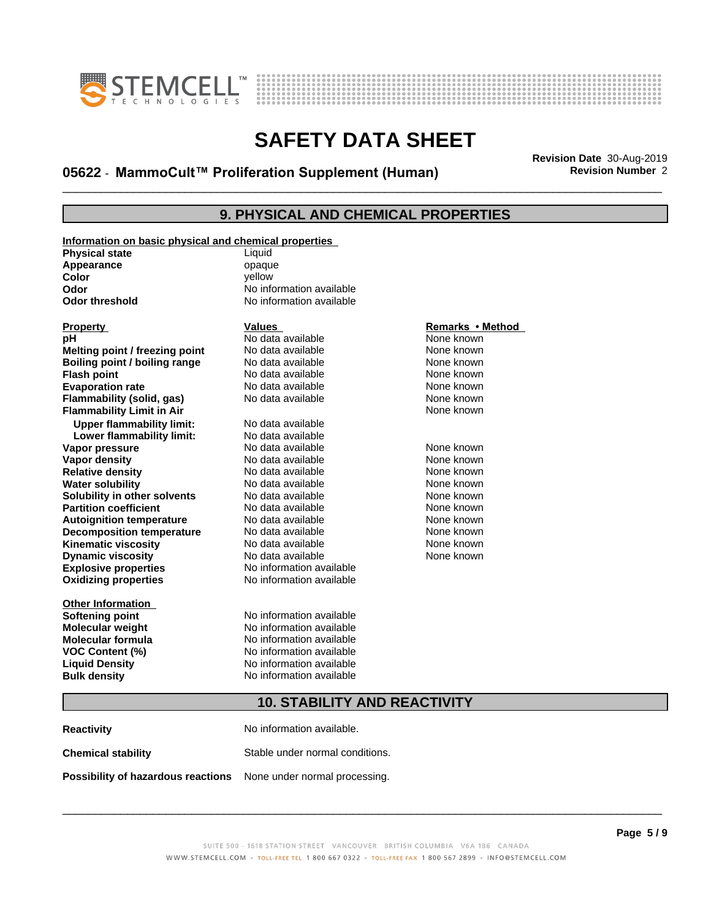## 9. PHYSICAL AND CHEMICAL PROPERTIES

**Information on basic physical and chemical properties**

| | |
|---|---|
| **Physical state** | Liquid |
| **Appearance** | opaque |
| **Color** | yellow |
| **Odor** | No information available |
| **Odor threshold** | No information available |

| Property | Values | Remarks • Method |
|---|---|---|
| **pH** | No data available | None known |
| **Melting point / freezing point** | No data available | None known |
| **Boiling point / boiling range** | No data available | None known |
| **Flash point** | No data available | None known |
| **Evaporation rate** | No data available | None known |
| **Flammability (solid, gas)** | No data available | None known |
| **Flammability Limit in Air** | | None known |
| **Upper flammability limit:** | No data available | |
| **Lower flammability limit:** | No data available | |
| **Vapor pressure** | No data available | None known |
| **Vapor density** | No data available | None known |
| **Relative density** | No data available | None known |
| **Water solubility** | No data available | None known |
| **Solubility in other solvents** | No data available | None known |
| **Partition coefficient** | No data available | None known |
| **Autoignition temperature** | No data available | None known |
| **Decomposition temperature** | No data available | None known |
| **Kinematic viscosity** | No data available | None known |
| **Dynamic viscosity** | No data available | None known |
| **Explosive properties** | No information available | |
| **Oxidizing properties** | No information available | |

**Other Information**

| | |
|---|---|
| **Softening point** | No information available |
| **Molecular weight** | No information available |
| **Molecular formula** | No information available |
| **VOC Content (%)** | No information available |
| **Liquid Density** | No information available |
| **Bulk density** | No information available |

## 10. STABILITY AND REACTIVITY

**Reactivity** No information available.

**Chemical stability** Stable under normal conditions.

**Possibility of hazardous reactions** None under normal processing.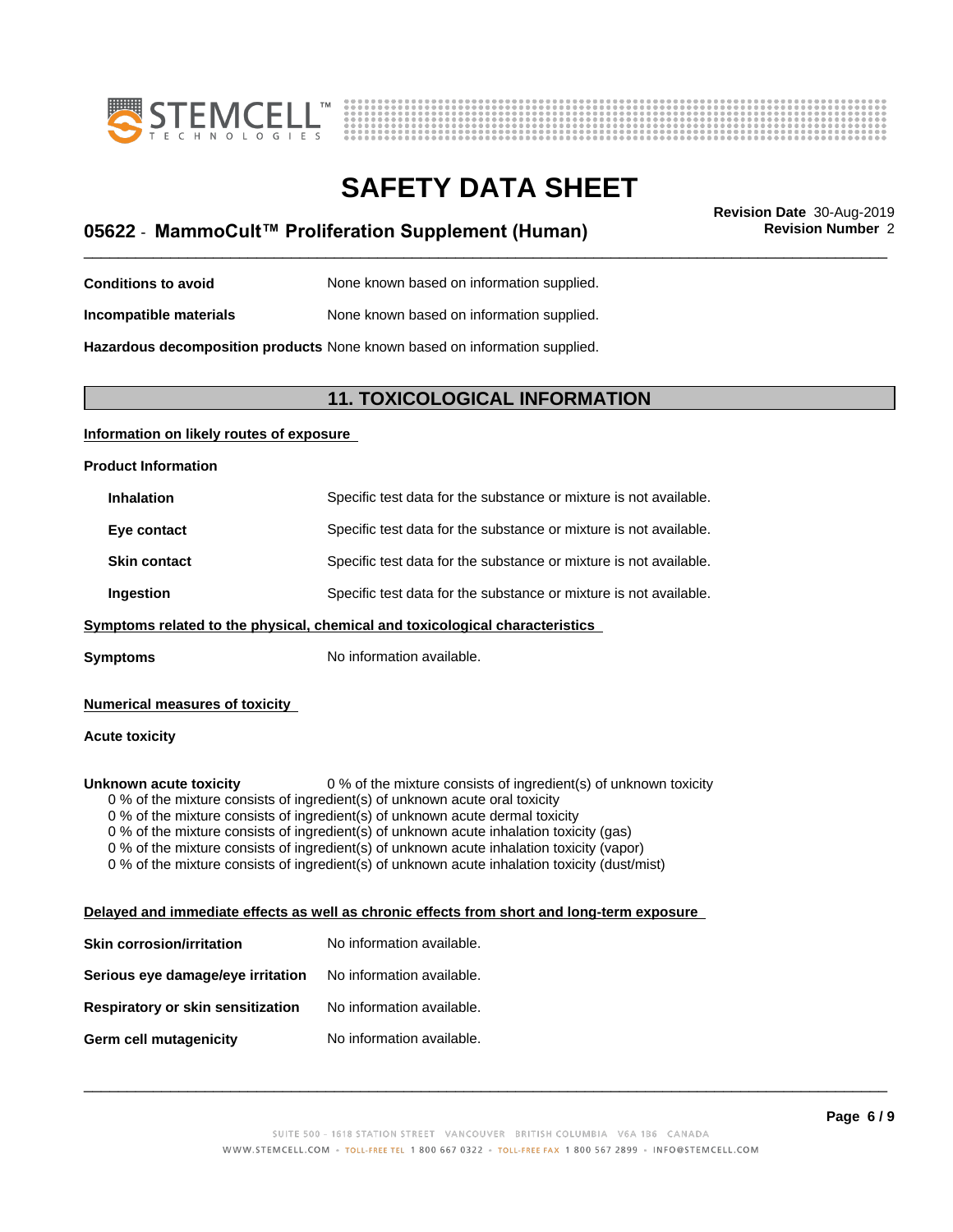| | |
|---|---|
| **Conditions to avoid** | None known based on information supplied. |
| **Incompatible materials** | None known based on information supplied. |
| **Hazardous decomposition products** | None known based on information supplied. |

## 11. TOXICOLOGICAL INFORMATION

**Information on likely routes of exposure**

**Product Information**

| | |
|---|---|
| **Inhalation** | Specific test data for the substance or mixture is not available. |
| **Eye contact** | Specific test data for the substance or mixture is not available. |
| **Skin contact** | Specific test data for the substance or mixture is not available. |
| **Ingestion** | Specific test data for the substance or mixture is not available. |

**Symptoms related to the physical, chemical and toxicological characteristics**

| | |
|---|---|
| **Symptoms** | No information available. |

**Numerical measures of toxicity**

**Acute toxicity**

**Unknown acute toxicity** 0 % of the mixture consists of ingredient(s) of unknown toxicity

0 % of the mixture consists of ingredient(s) of unknown acute oral toxicity
0 % of the mixture consists of ingredient(s) of unknown acute dermal toxicity
0 % of the mixture consists of ingredient(s) of unknown acute inhalation toxicity (gas)
0 % of the mixture consists of ingredient(s) of unknown acute inhalation toxicity (vapor)
0 % of the mixture consists of ingredient(s) of unknown acute inhalation toxicity (dust/mist)

**Delayed and immediate effects as well as chronic effects from short and long-term exposure**

| | |
|---|---|
| **Skin corrosion/irritation** | No information available. |
| **Serious eye damage/eye irritation** | No information available. |
| **Respiratory or skin sensitization** | No information available. |
| **Germ cell mutagenicity** | No information available. |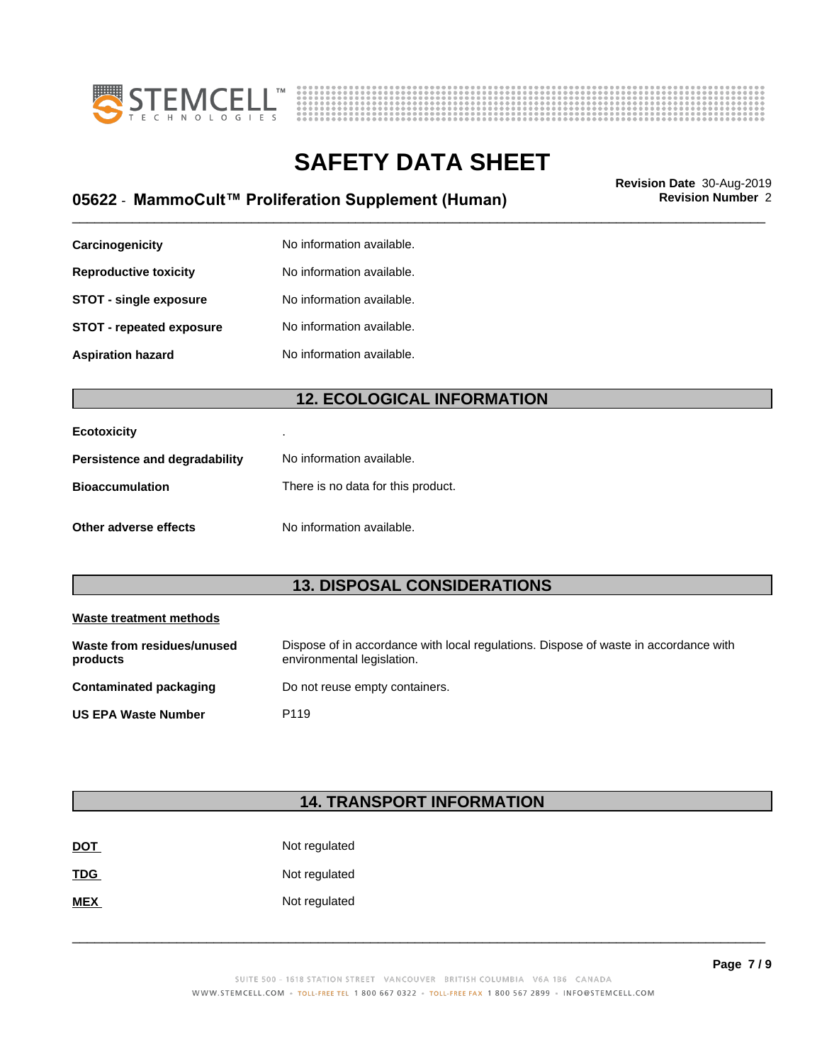| | |
|---|---|
| **Carcinogenicity** | No information available. |
| **Reproductive toxicity** | No information available. |
| **STOT - single exposure** | No information available. |
| **STOT - repeated exposure** | No information available. |
| **Aspiration hazard** | No information available. |

## 12. ECOLOGICAL INFORMATION

| | |
|---|---|
| **Ecotoxicity** | . |
| **Persistence and degradability** | No information available. |
| **Bioaccumulation** | There is no data for this product. |
| **Other adverse effects** | No information available. |

## 13. DISPOSAL CONSIDERATIONS

**Waste treatment methods**

| | |
|---|---|
| **Waste from residues/unused products** | Dispose of in accordance with local regulations. Dispose of waste in accordance with environmental legislation. |
| **Contaminated packaging** | Do not reuse empty containers. |
| **US EPA Waste Number** | P119 |

## 14. TRANSPORT INFORMATION

| | |
|---|---|
| **DOT** | Not regulated |
| **TDG** | Not regulated |
| **MEX** | Not regulated |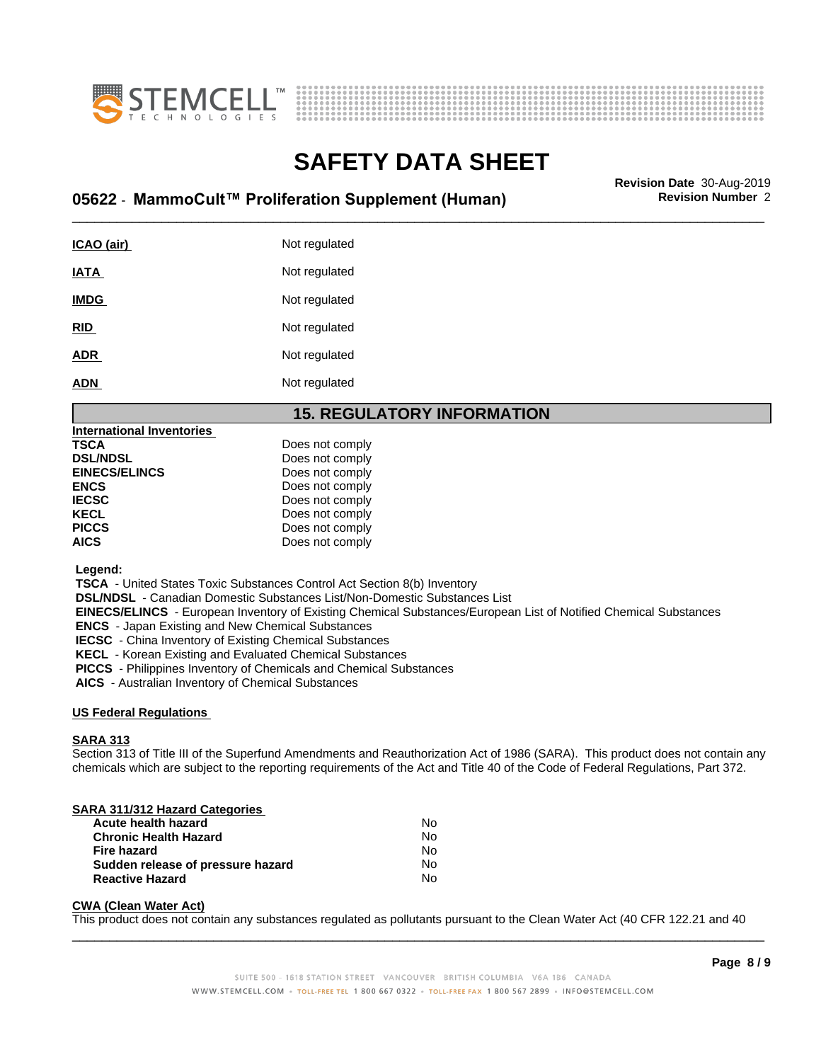| | |
|---|---|
| **ICAO (air)** | Not regulated |
| **IATA** | Not regulated |
| **IMDG** | Not regulated |
| **RID** | Not regulated |
| **ADR** | Not regulated |
| **ADN** | Not regulated |

## 15. REGULATORY INFORMATION

**International Inventories**

| | |
|---|---|
| **TSCA** | Does not comply |
| **DSL/NDSL** | Does not comply |
| **EINECS/ELINCS** | Does not comply |
| **ENCS** | Does not comply |
| **IECSC** | Does not comply |
| **KECL** | Does not comply |
| **PICCS** | Does not comply |
| **AICS** | Does not comply |

**Legend:**
**TSCA** - United States Toxic Substances Control Act Section 8(b) Inventory
**DSL/NDSL** - Canadian Domestic Substances List/Non-Domestic Substances List
**EINECS/ELINCS** - European Inventory of Existing Chemical Substances/European List of Notified Chemical Substances
**ENCS** - Japan Existing and New Chemical Substances
**IECSC** - China Inventory of Existing Chemical Substances
**KECL** - Korean Existing and Evaluated Chemical Substances
**PICCS** - Philippines Inventory of Chemicals and Chemical Substances
**AICS** - Australian Inventory of Chemical Substances

**US Federal Regulations**

**SARA 313**
Section 313 of Title III of the Superfund Amendments and Reauthorization Act of 1986 (SARA). This product does not contain any chemicals which are subject to the reporting requirements of the Act and Title 40 of the Code of Federal Regulations, Part 372.

**SARA 311/312 Hazard Categories**

| | |
|---|---|
| **Acute health hazard** | No |
| **Chronic Health Hazard** | No |
| **Fire hazard** | No |
| **Sudden release of pressure hazard** | No |
| **Reactive Hazard** | No |

**CWA (Clean Water Act)**
This product does not contain any substances regulated as pollutants pursuant to the Clean Water Act (40 CFR 122.21 and 40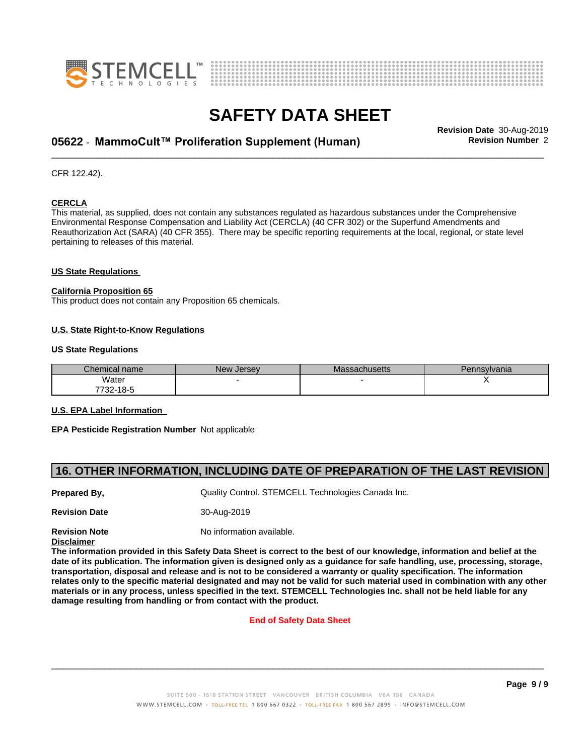CFR 122.42).

**CERCLA**

This material, as supplied, does not contain any substances regulated as hazardous substances under the Comprehensive Environmental Response Compensation and Liability Act (CERCLA) (40 CFR 302) or the Superfund Amendments and Reauthorization Act (SARA) (40 CFR 355). There may be specific reporting requirements at the local, regional, or state level pertaining to releases of this material.

**US State Regulations**

**California Proposition 65**

This product does not contain any Proposition 65 chemicals.

**U.S. State Right-to-Know Regulations**

**US State Regulations**

| Chemical name | New Jersey | Massachusetts | Pennsylvania |
|---|---|---|---|
| Water<br>7732-18-5 | - | - | X |

**U.S. EPA Label Information**

**EPA Pesticide Registration Number** Not applicable

## 16. OTHER INFORMATION, INCLUDING DATE OF PREPARATION OF THE LAST REVISION

**Prepared By,** Quality Control. STEMCELL Technologies Canada Inc.

**Revision Date** 30-Aug-2019

**Revision Note** No information available.

**Disclaimer**

**The information provided in this Safety Data Sheet is correct to the best of our knowledge, information and belief at the date of its publication. The information given is designed only as a guidance for safe handling, use, processing, storage, transportation, disposal and release and is not to be considered a warranty or quality specification. The information relates only to the specific material designated and may not be valid for such material used in combination with any other materials or in any process, unless specified in the text. STEMCELL Technologies Inc. shall not be held liable for any damage resulting from handling or from contact with the product.**

**End of Safety Data Sheet**